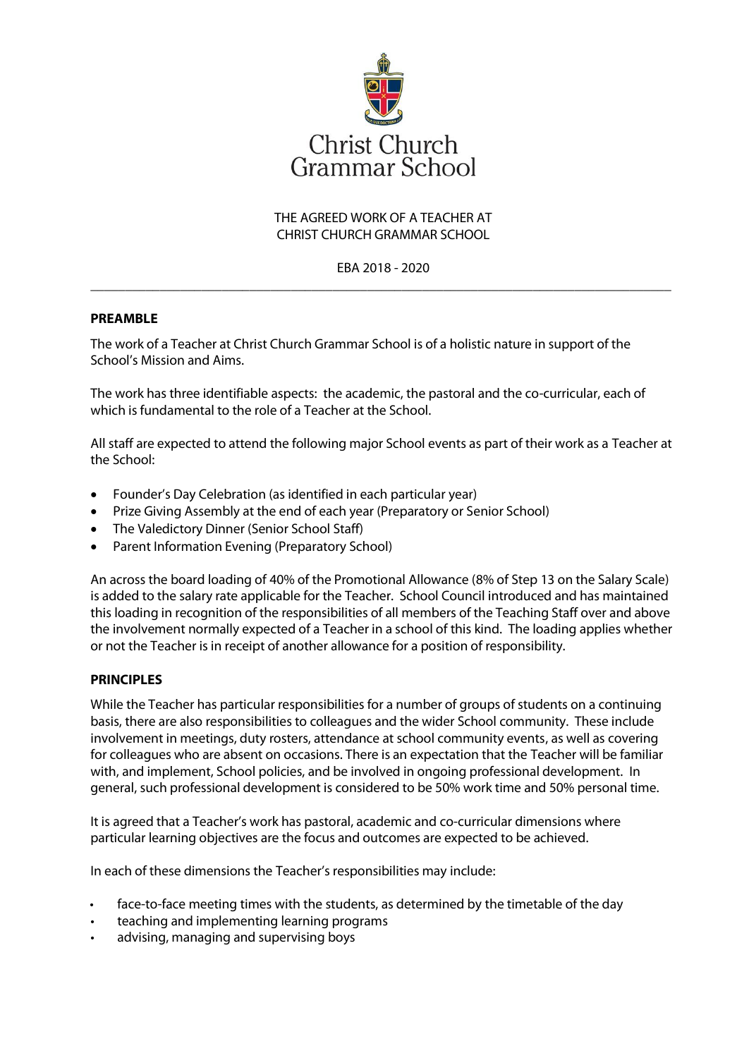Christ Church
Grammar School

THE AGREED WORK OF A TEACHER AT
CHRIST CHURCH GRAMMAR SCHOOL

EBA 2018 - 2020

---

## PREAMBLE

The work of a Teacher at Christ Church Grammar School is of a holistic nature in support of the School's Mission and Aims.

The work has three identifiable aspects: the academic, the pastoral and the co-curricular, each of which is fundamental to the role of a Teacher at the School.

All staff are expected to attend the following major School events as part of their work as a Teacher at the School:

- Founder's Day Celebration (as identified in each particular year)
- Prize Giving Assembly at the end of each year (Preparatory or Senior School)
- The Valedictory Dinner (Senior School Staff)
- Parent Information Evening (Preparatory School)

An across the board loading of 40% of the Promotional Allowance (8% of Step 13 on the Salary Scale) is added to the salary rate applicable for the Teacher. School Council introduced and has maintained this loading in recognition of the responsibilities of all members of the Teaching Staff over and above the involvement normally expected of a Teacher in a school of this kind. The loading applies whether or not the Teacher is in receipt of another allowance for a position of responsibility.

## PRINCIPLES

While the Teacher has particular responsibilities for a number of groups of students on a continuing basis, there are also responsibilities to colleagues and the wider School community. These include involvement in meetings, duty rosters, attendance at school community events, as well as covering for colleagues who are absent on occasions. There is an expectation that the Teacher will be familiar with, and implement, School policies, and be involved in ongoing professional development. In general, such professional development is considered to be 50% work time and 50% personal time.

It is agreed that a Teacher's work has pastoral, academic and co-curricular dimensions where particular learning objectives are the focus and outcomes are expected to be achieved.

In each of these dimensions the Teacher's responsibilities may include:

- face-to-face meeting times with the students, as determined by the timetable of the day
- teaching and implementing learning programs
- advising, managing and supervising boys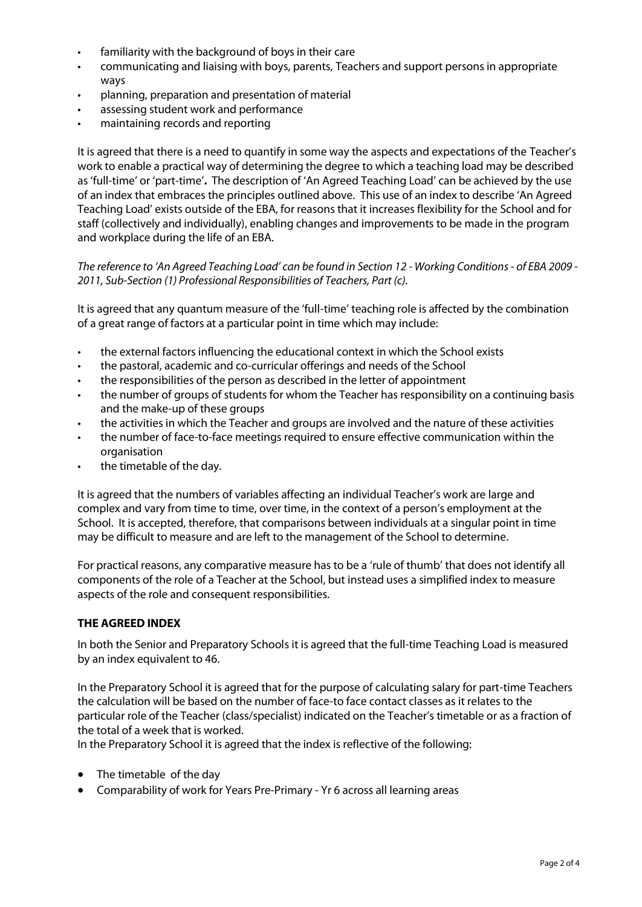- familiarity with the background of boys in their care
- communicating and liaising with boys, parents, Teachers and support persons in appropriate ways
- planning, preparation and presentation of material
- assessing student work and performance
- maintaining records and reporting

It is agreed that there is a need to quantify in some way the aspects and expectations of the Teacher's work to enable a practical way of determining the degree to which a teaching load may be described as 'full-time' or 'part-time'**.** The description of 'An Agreed Teaching Load' can be achieved by the use of an index that embraces the principles outlined above. This use of an index to describe 'An Agreed Teaching Load' exists outside of the EBA, for reasons that it increases flexibility for the School and for staff (collectively and individually), enabling changes and improvements to be made in the program and workplace during the life of an EBA.

*The reference to 'An Agreed Teaching Load' can be found in Section 12 - Working Conditions - of EBA 2009 - 2011, Sub-Section (1) Professional Responsibilities of Teachers, Part (c).*

It is agreed that any quantum measure of the 'full-time' teaching role is affected by the combination of a great range of factors at a particular point in time which may include:

- the external factors influencing the educational context in which the School exists
- the pastoral, academic and co-curricular offerings and needs of the School
- the responsibilities of the person as described in the letter of appointment
- the number of groups of students for whom the Teacher has responsibility on a continuing basis and the make-up of these groups
- the activities in which the Teacher and groups are involved and the nature of these activities
- the number of face-to-face meetings required to ensure effective communication within the organisation
- the timetable of the day.

It is agreed that the numbers of variables affecting an individual Teacher's work are large and complex and vary from time to time, over time, in the context of a person's employment at the School. It is accepted, therefore, that comparisons between individuals at a singular point in time may be difficult to measure and are left to the management of the School to determine.

For practical reasons, any comparative measure has to be a 'rule of thumb' that does not identify all components of the role of a Teacher at the School, but instead uses a simplified index to measure aspects of the role and consequent responsibilities.

**THE AGREED INDEX**

In both the Senior and Preparatory Schools it is agreed that the full-time Teaching Load is measured by an index equivalent to 46.

In the Preparatory School it is agreed that for the purpose of calculating salary for part-time Teachers the calculation will be based on the number of face-to face contact classes as it relates to the particular role of the Teacher (class/specialist) indicated on the Teacher's timetable or as a fraction of the total of a week that is worked.
In the Preparatory School it is agreed that the index is reflective of the following:

- The timetable of the day
- Comparability of work for Years Pre-Primary - Yr 6 across all learning areas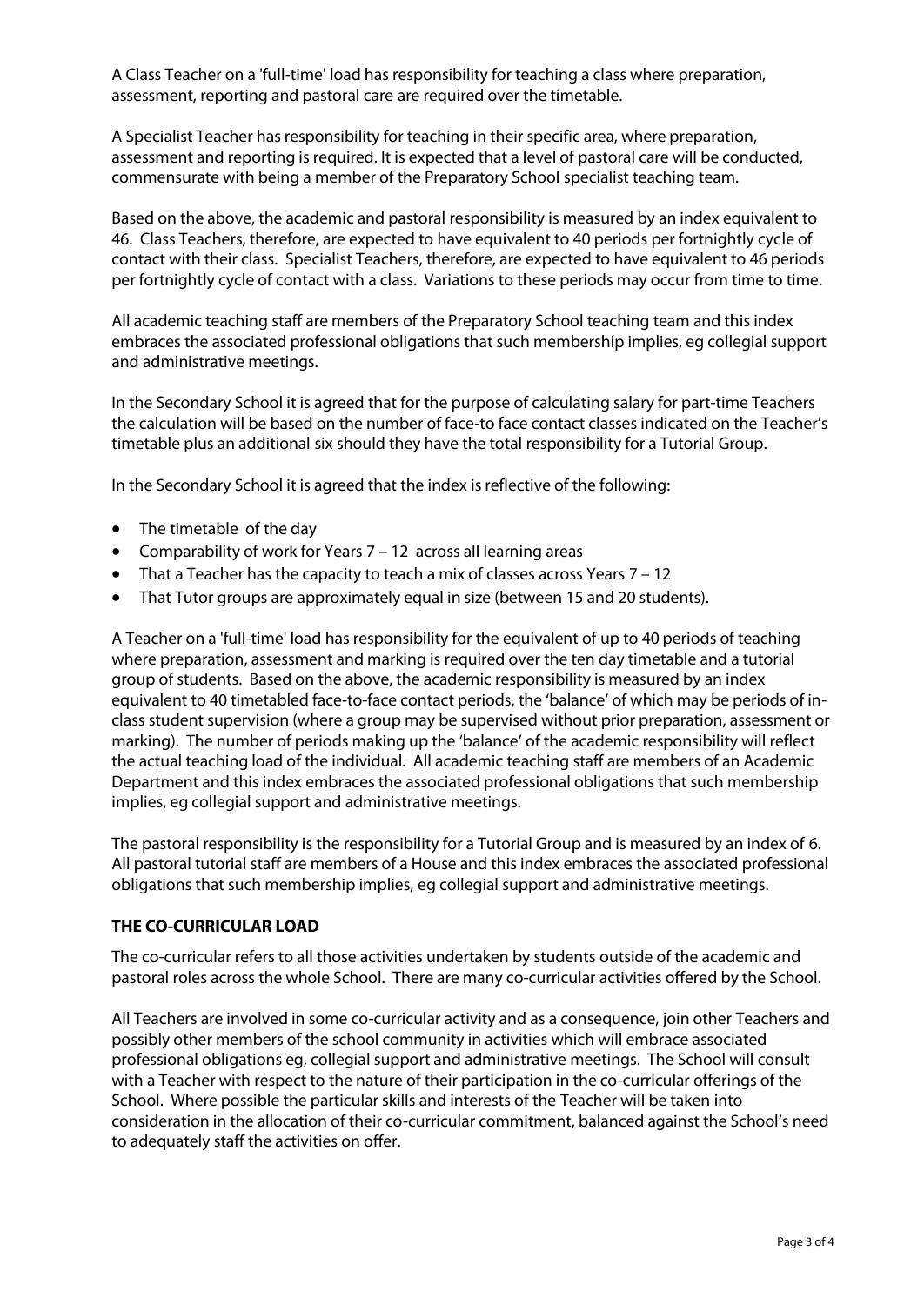A Class Teacher on a 'full-time' load has responsibility for teaching a class where preparation, assessment, reporting and pastoral care are required over the timetable.

A Specialist Teacher has responsibility for teaching in their specific area, where preparation, assessment and reporting is required. It is expected that a level of pastoral care will be conducted, commensurate with being a member of the Preparatory School specialist teaching team.

Based on the above, the academic and pastoral responsibility is measured by an index equivalent to 46. Class Teachers, therefore, are expected to have equivalent to 40 periods per fortnightly cycle of contact with their class. Specialist Teachers, therefore, are expected to have equivalent to 46 periods per fortnightly cycle of contact with a class. Variations to these periods may occur from time to time.

All academic teaching staff are members of the Preparatory School teaching team and this index embraces the associated professional obligations that such membership implies, eg collegial support and administrative meetings.

In the Secondary School it is agreed that for the purpose of calculating salary for part-time Teachers the calculation will be based on the number of face-to face contact classes indicated on the Teacher's timetable plus an additional six should they have the total responsibility for a Tutorial Group.

In the Secondary School it is agreed that the index is reflective of the following:

- The timetable of the day
- Comparability of work for Years 7 – 12 across all learning areas
- That a Teacher has the capacity to teach a mix of classes across Years 7 – 12
- That Tutor groups are approximately equal in size (between 15 and 20 students).

A Teacher on a 'full-time' load has responsibility for the equivalent of up to 40 periods of teaching where preparation, assessment and marking is required over the ten day timetable and a tutorial group of students. Based on the above, the academic responsibility is measured by an index equivalent to 40 timetabled face-to-face contact periods, the 'balance' of which may be periods of in-class student supervision (where a group may be supervised without prior preparation, assessment or marking). The number of periods making up the 'balance' of the academic responsibility will reflect the actual teaching load of the individual. All academic teaching staff are members of an Academic Department and this index embraces the associated professional obligations that such membership implies, eg collegial support and administrative meetings.

The pastoral responsibility is the responsibility for a Tutorial Group and is measured by an index of 6. All pastoral tutorial staff are members of a House and this index embraces the associated professional obligations that such membership implies, eg collegial support and administrative meetings.

## THE CO-CURRICULAR LOAD

The co-curricular refers to all those activities undertaken by students outside of the academic and pastoral roles across the whole School. There are many co-curricular activities offered by the School.

All Teachers are involved in some co-curricular activity and as a consequence, join other Teachers and possibly other members of the school community in activities which will embrace associated professional obligations eg, collegial support and administrative meetings. The School will consult with a Teacher with respect to the nature of their participation in the co-curricular offerings of the School. Where possible the particular skills and interests of the Teacher will be taken into consideration in the allocation of their co-curricular commitment, balanced against the School's need to adequately staff the activities on offer.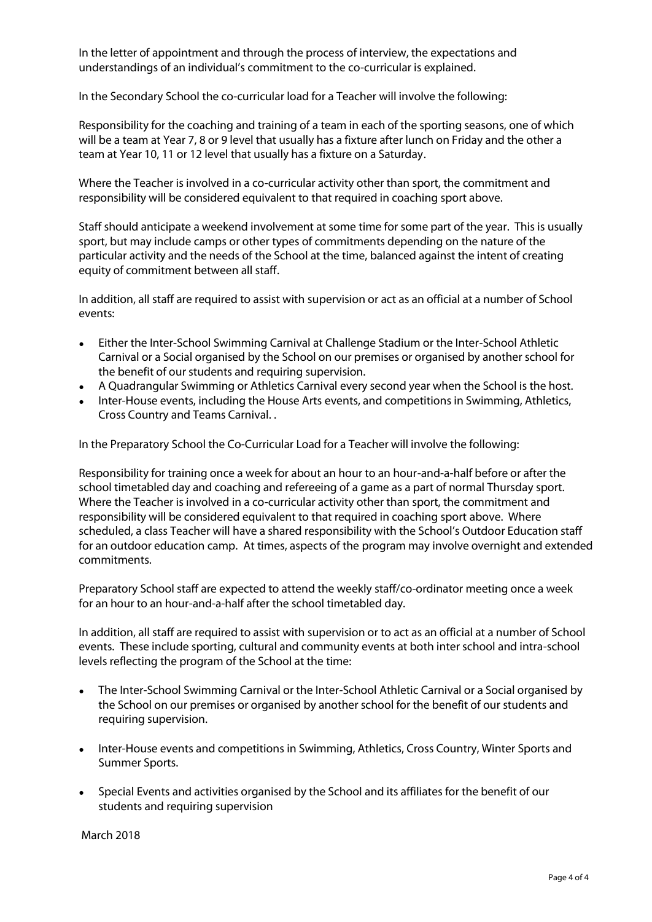In the letter of appointment and through the process of interview, the expectations and understandings of an individual's commitment to the co-curricular is explained.

In the Secondary School the co-curricular load for a Teacher will involve the following:

Responsibility for the coaching and training of a team in each of the sporting seasons, one of which will be a team at Year 7, 8 or 9 level that usually has a fixture after lunch on Friday and the other a team at Year 10, 11 or 12 level that usually has a fixture on a Saturday.

Where the Teacher is involved in a co-curricular activity other than sport, the commitment and responsibility will be considered equivalent to that required in coaching sport above.

Staff should anticipate a weekend involvement at some time for some part of the year. This is usually sport, but may include camps or other types of commitments depending on the nature of the particular activity and the needs of the School at the time, balanced against the intent of creating equity of commitment between all staff.

In addition, all staff are required to assist with supervision or act as an official at a number of School events:

- Either the Inter-School Swimming Carnival at Challenge Stadium or the Inter-School Athletic Carnival or a Social organised by the School on our premises or organised by another school for the benefit of our students and requiring supervision.
- A Quadrangular Swimming or Athletics Carnival every second year when the School is the host.
- Inter-House events, including the House Arts events, and competitions in Swimming, Athletics, Cross Country and Teams Carnival. .

In the Preparatory School the Co-Curricular Load for a Teacher will involve the following:

Responsibility for training once a week for about an hour to an hour-and-a-half before or after the school timetabled day and coaching and refereeing of a game as a part of normal Thursday sport. Where the Teacher is involved in a co-curricular activity other than sport, the commitment and responsibility will be considered equivalent to that required in coaching sport above. Where scheduled, a class Teacher will have a shared responsibility with the School's Outdoor Education staff for an outdoor education camp. At times, aspects of the program may involve overnight and extended commitments.

Preparatory School staff are expected to attend the weekly staff/co-ordinator meeting once a week for an hour to an hour-and-a-half after the school timetabled day.

In addition, all staff are required to assist with supervision or to act as an official at a number of School events. These include sporting, cultural and community events at both inter school and intra-school levels reflecting the program of the School at the time:

- The Inter-School Swimming Carnival or the Inter-School Athletic Carnival or a Social organised by the School on our premises or organised by another school for the benefit of our students and requiring supervision.
- Inter-House events and competitions in Swimming, Athletics, Cross Country, Winter Sports and Summer Sports.
- Special Events and activities organised by the School and its affiliates for the benefit of our students and requiring supervision

March 2018